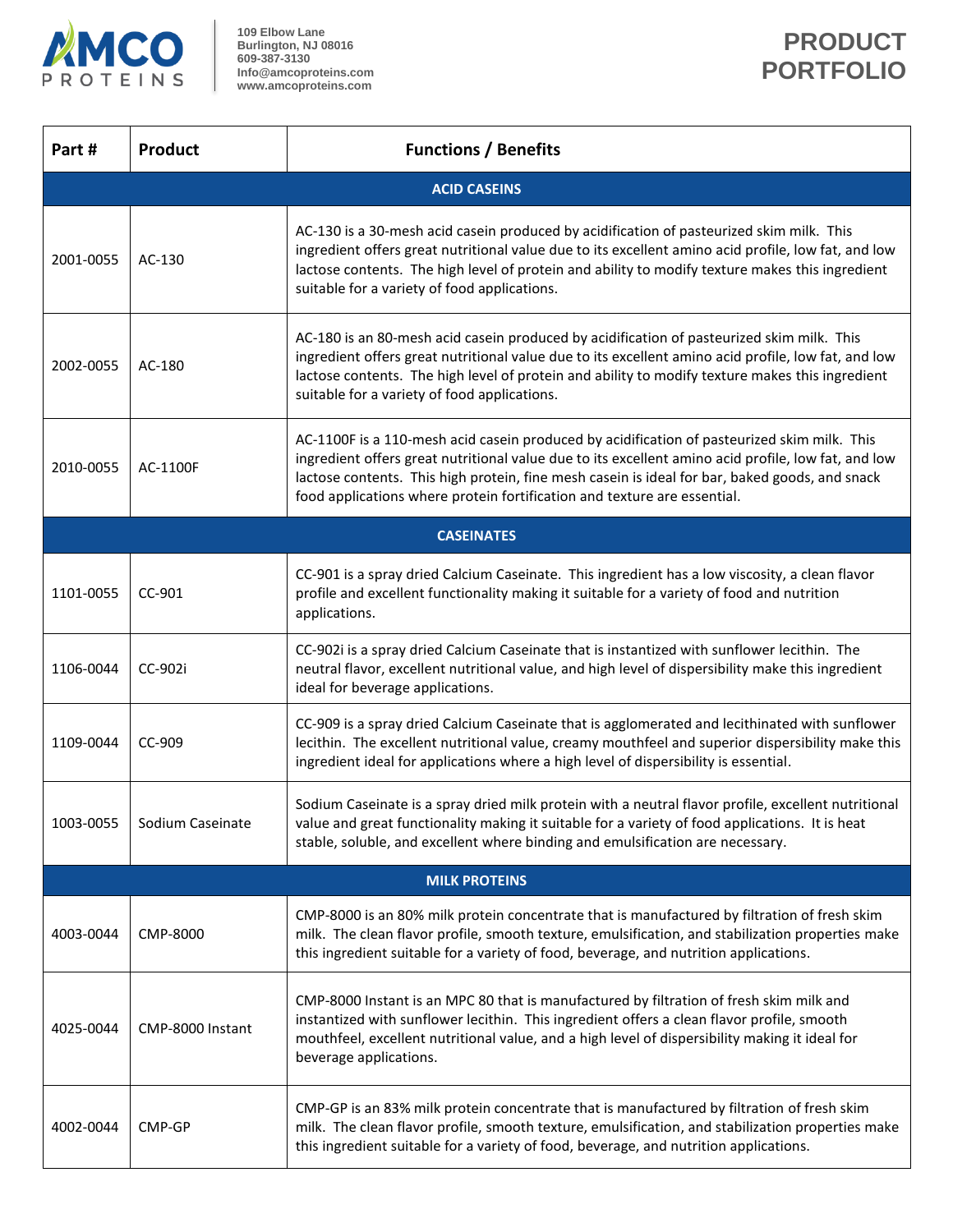AMCO PROTEINS

109 Elbow Lane
Burlington, NJ 08016
609-387-3130
Info@amcoproteins.com
www.amcoproteins.com

# PRODUCT PORTFOLIO

| Part # | Product | Functions / Benefits |
|---|---|---|
| **ACID CASEINS** | | |
| 2001-0055 | AC-130 | AC-130 is a 30-mesh acid casein produced by acidification of pasteurized skim milk. This ingredient offers great nutritional value due to its excellent amino acid profile, low fat, and low lactose contents. The high level of protein and ability to modify texture makes this ingredient suitable for a variety of food applications. |
| 2002-0055 | AC-180 | AC-180 is an 80-mesh acid casein produced by acidification of pasteurized skim milk. This ingredient offers great nutritional value due to its excellent amino acid profile, low fat, and low lactose contents. The high level of protein and ability to modify texture makes this ingredient suitable for a variety of food applications. |
| 2010-0055 | AC-1100F | AC-1100F is a 110-mesh acid casein produced by acidification of pasteurized skim milk. This ingredient offers great nutritional value due to its excellent amino acid profile, low fat, and low lactose contents. This high protein, fine mesh casein is ideal for bar, baked goods, and snack food applications where protein fortification and texture are essential. |
| **CASEINATES** | | |
| 1101-0055 | CC-901 | CC-901 is a spray dried Calcium Caseinate. This ingredient has a low viscosity, a clean flavor profile and excellent functionality making it suitable for a variety of food and nutrition applications. |
| 1106-0044 | CC-902i | CC-902i is a spray dried Calcium Caseinate that is instantized with sunflower lecithin. The neutral flavor, excellent nutritional value, and high level of dispersibility make this ingredient ideal for beverage applications. |
| 1109-0044 | CC-909 | CC-909 is a spray dried Calcium Caseinate that is agglomerated and lecithinated with sunflower lecithin. The excellent nutritional value, creamy mouthfeel and superior dispersibility make this ingredient ideal for applications where a high level of dispersibility is essential. |
| 1003-0055 | Sodium Caseinate | Sodium Caseinate is a spray dried milk protein with a neutral flavor profile, excellent nutritional value and great functionality making it suitable for a variety of food applications. It is heat stable, soluble, and excellent where binding and emulsification are necessary. |
| **MILK PROTEINS** | | |
| 4003-0044 | CMP-8000 | CMP-8000 is an 80% milk protein concentrate that is manufactured by filtration of fresh skim milk. The clean flavor profile, smooth texture, emulsification, and stabilization properties make this ingredient suitable for a variety of food, beverage, and nutrition applications. |
| 4025-0044 | CMP-8000 Instant | CMP-8000 Instant is an MPC 80 that is manufactured by filtration of fresh skim milk and instantized with sunflower lecithin. This ingredient offers a clean flavor profile, smooth mouthfeel, excellent nutritional value, and a high level of dispersibility making it ideal for beverage applications. |
| 4002-0044 | CMP-GP | CMP-GP is an 83% milk protein concentrate that is manufactured by filtration of fresh skim milk. The clean flavor profile, smooth texture, emulsification, and stabilization properties make this ingredient suitable for a variety of food, beverage, and nutrition applications. |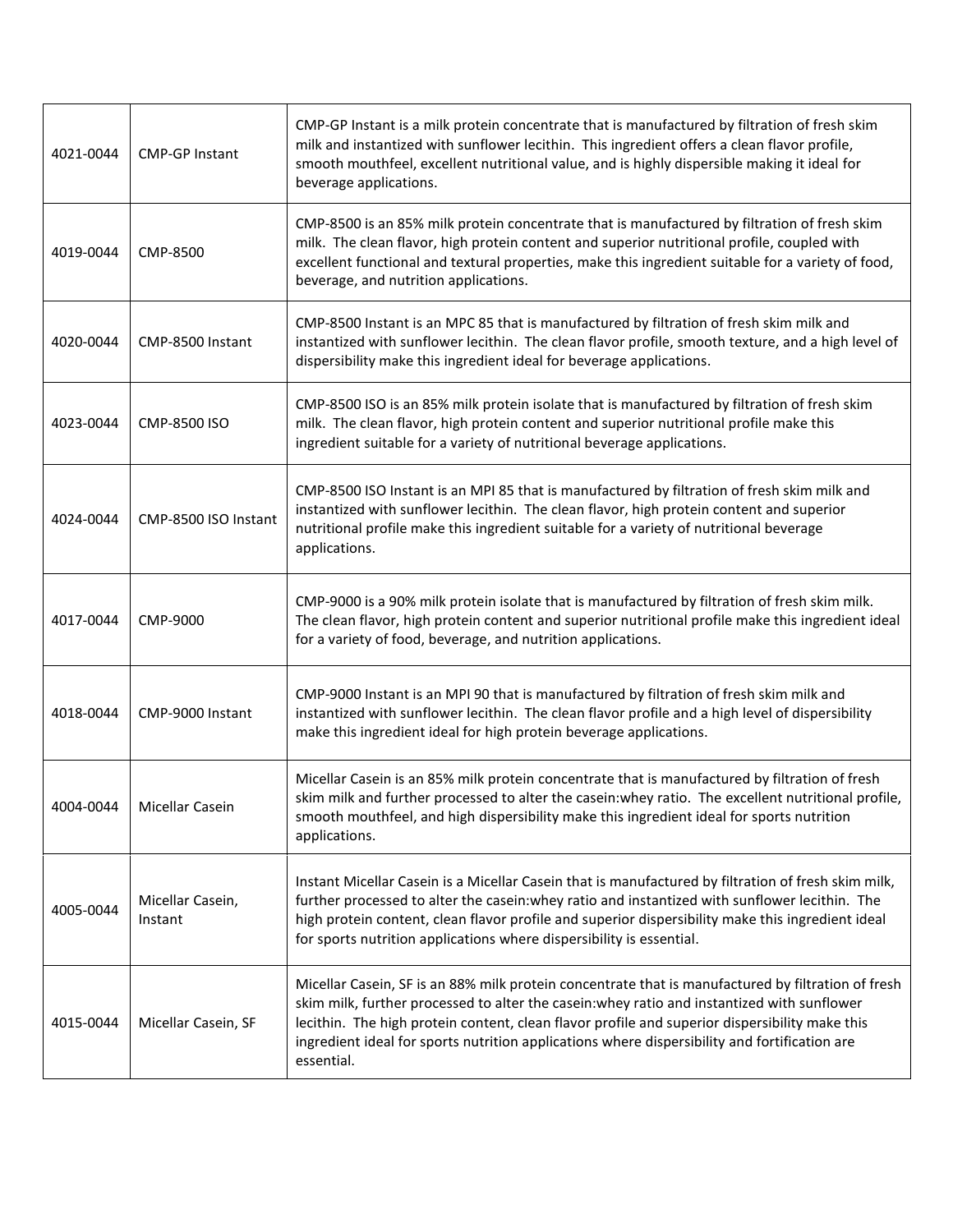| | | |
|---|---|---|
| 4021-0044 | CMP-GP Instant | CMP-GP Instant is a milk protein concentrate that is manufactured by filtration of fresh skim milk and instantized with sunflower lecithin. This ingredient offers a clean flavor profile, smooth mouthfeel, excellent nutritional value, and is highly dispersible making it ideal for beverage applications. |
| 4019-0044 | CMP-8500 | CMP-8500 is an 85% milk protein concentrate that is manufactured by filtration of fresh skim milk. The clean flavor, high protein content and superior nutritional profile, coupled with excellent functional and textural properties, make this ingredient suitable for a variety of food, beverage, and nutrition applications. |
| 4020-0044 | CMP-8500 Instant | CMP-8500 Instant is an MPC 85 that is manufactured by filtration of fresh skim milk and instantized with sunflower lecithin. The clean flavor profile, smooth texture, and a high level of dispersibility make this ingredient ideal for beverage applications. |
| 4023-0044 | CMP-8500 ISO | CMP-8500 ISO is an 85% milk protein isolate that is manufactured by filtration of fresh skim milk. The clean flavor, high protein content and superior nutritional profile make this ingredient suitable for a variety of nutritional beverage applications. |
| 4024-0044 | CMP-8500 ISO Instant | CMP-8500 ISO Instant is an MPI 85 that is manufactured by filtration of fresh skim milk and instantized with sunflower lecithin. The clean flavor, high protein content and superior nutritional profile make this ingredient suitable for a variety of nutritional beverage applications. |
| 4017-0044 | CMP-9000 | CMP-9000 is a 90% milk protein isolate that is manufactured by filtration of fresh skim milk. The clean flavor, high protein content and superior nutritional profile make this ingredient ideal for a variety of food, beverage, and nutrition applications. |
| 4018-0044 | CMP-9000 Instant | CMP-9000 Instant is an MPI 90 that is manufactured by filtration of fresh skim milk and instantized with sunflower lecithin. The clean flavor profile and a high level of dispersibility make this ingredient ideal for high protein beverage applications. |
| 4004-0044 | Micellar Casein | Micellar Casein is an 85% milk protein concentrate that is manufactured by filtration of fresh skim milk and further processed to alter the casein:whey ratio. The excellent nutritional profile, smooth mouthfeel, and high dispersibility make this ingredient ideal for sports nutrition applications. |
| 4005-0044 | Micellar Casein, Instant | Instant Micellar Casein is a Micellar Casein that is manufactured by filtration of fresh skim milk, further processed to alter the casein:whey ratio and instantized with sunflower lecithin. The high protein content, clean flavor profile and superior dispersibility make this ingredient ideal for sports nutrition applications where dispersibility is essential. |
| 4015-0044 | Micellar Casein, SF | Micellar Casein, SF is an 88% milk protein concentrate that is manufactured by filtration of fresh skim milk, further processed to alter the casein:whey ratio and instantized with sunflower lecithin. The high protein content, clean flavor profile and superior dispersibility make this ingredient ideal for sports nutrition applications where dispersibility and fortification are essential. |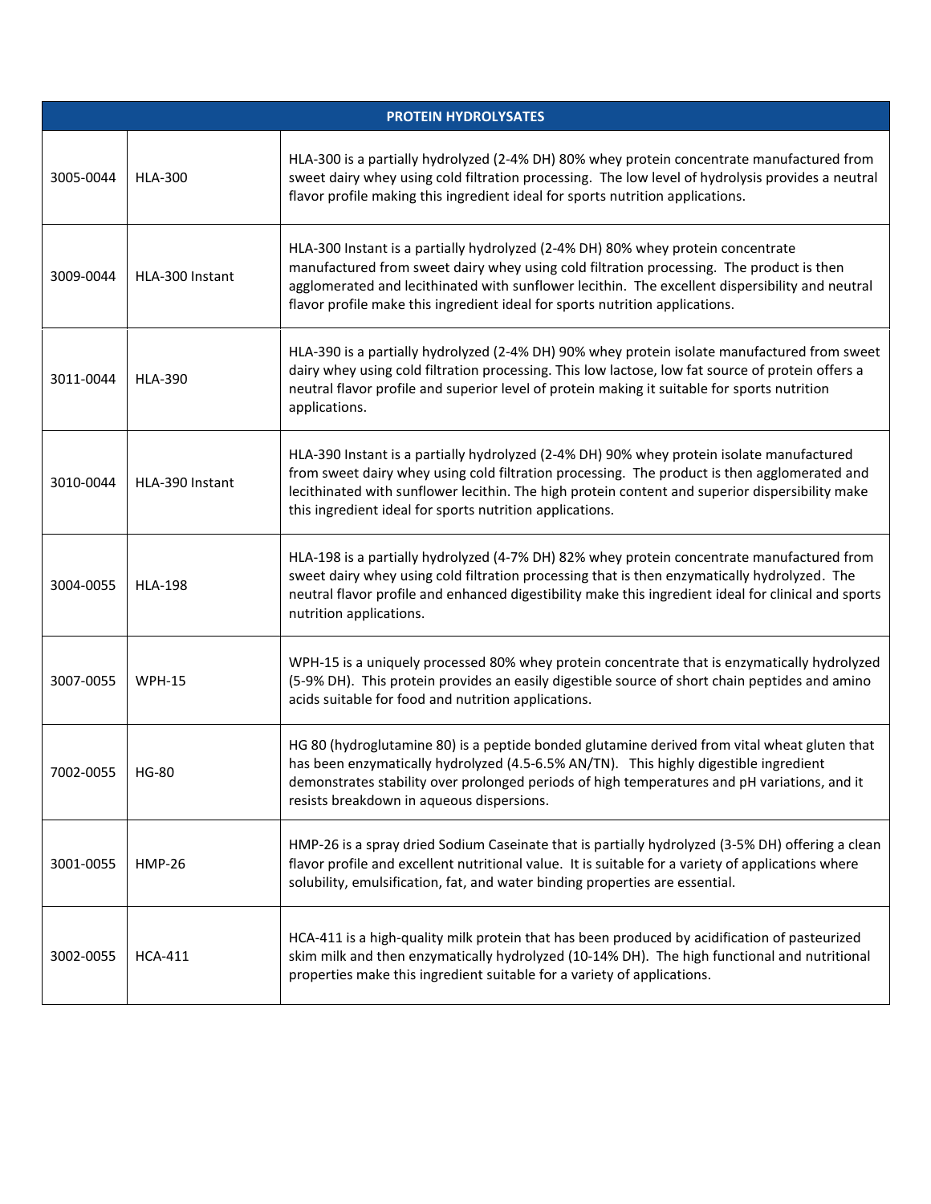| PROTEIN HYDROLYSATES | | |
|---|---|---|
| 3005-0044 | HLA-300 | HLA-300 is a partially hydrolyzed (2-4% DH) 80% whey protein concentrate manufactured from sweet dairy whey using cold filtration processing. The low level of hydrolysis provides a neutral flavor profile making this ingredient ideal for sports nutrition applications. |
| 3009-0044 | HLA-300 Instant | HLA-300 Instant is a partially hydrolyzed (2-4% DH) 80% whey protein concentrate manufactured from sweet dairy whey using cold filtration processing. The product is then agglomerated and lecithinated with sunflower lecithin. The excellent dispersibility and neutral flavor profile make this ingredient ideal for sports nutrition applications. |
| 3011-0044 | HLA-390 | HLA-390 is a partially hydrolyzed (2-4% DH) 90% whey protein isolate manufactured from sweet dairy whey using cold filtration processing. This low lactose, low fat source of protein offers a neutral flavor profile and superior level of protein making it suitable for sports nutrition applications. |
| 3010-0044 | HLA-390 Instant | HLA-390 Instant is a partially hydrolyzed (2-4% DH) 90% whey protein isolate manufactured from sweet dairy whey using cold filtration processing. The product is then agglomerated and lecithinated with sunflower lecithin. The high protein content and superior dispersibility make this ingredient ideal for sports nutrition applications. |
| 3004-0055 | HLA-198 | HLA-198 is a partially hydrolyzed (4-7% DH) 82% whey protein concentrate manufactured from sweet dairy whey using cold filtration processing that is then enzymatically hydrolyzed. The neutral flavor profile and enhanced digestibility make this ingredient ideal for clinical and sports nutrition applications. |
| 3007-0055 | WPH-15 | WPH-15 is a uniquely processed 80% whey protein concentrate that is enzymatically hydrolyzed (5-9% DH). This protein provides an easily digestible source of short chain peptides and amino acids suitable for food and nutrition applications. |
| 7002-0055 | HG-80 | HG 80 (hydroglutamine 80) is a peptide bonded glutamine derived from vital wheat gluten that has been enzymatically hydrolyzed (4.5-6.5% AN/TN). This highly digestible ingredient demonstrates stability over prolonged periods of high temperatures and pH variations, and it resists breakdown in aqueous dispersions. |
| 3001-0055 | HMP-26 | HMP-26 is a spray dried Sodium Caseinate that is partially hydrolyzed (3-5% DH) offering a clean flavor profile and excellent nutritional value. It is suitable for a variety of applications where solubility, emulsification, fat, and water binding properties are essential. |
| 3002-0055 | HCA-411 | HCA-411 is a high-quality milk protein that has been produced by acidification of pasteurized skim milk and then enzymatically hydrolyzed (10-14% DH). The high functional and nutritional properties make this ingredient suitable for a variety of applications. |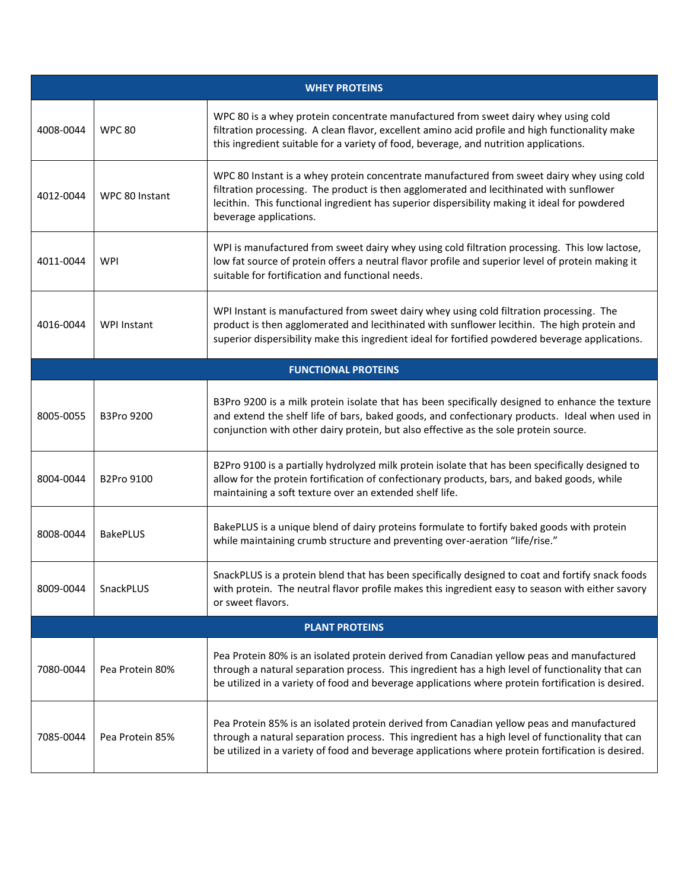| | | |
|---|---|---|
| **WHEY PROTEINS** | | |
| 4008-0044 | WPC 80 | WPC 80 is a whey protein concentrate manufactured from sweet dairy whey using cold filtration processing. A clean flavor, excellent amino acid profile and high functionality make this ingredient suitable for a variety of food, beverage, and nutrition applications. |
| 4012-0044 | WPC 80 Instant | WPC 80 Instant is a whey protein concentrate manufactured from sweet dairy whey using cold filtration processing. The product is then agglomerated and lecithinated with sunflower lecithin. This functional ingredient has superior dispersibility making it ideal for powdered beverage applications. |
| 4011-0044 | WPI | WPI is manufactured from sweet dairy whey using cold filtration processing. This low lactose, low fat source of protein offers a neutral flavor profile and superior level of protein making it suitable for fortification and functional needs. |
| 4016-0044 | WPI Instant | WPI Instant is manufactured from sweet dairy whey using cold filtration processing. The product is then agglomerated and lecithinated with sunflower lecithin. The high protein and superior dispersibility make this ingredient ideal for fortified powdered beverage applications. |
| **FUNCTIONAL PROTEINS** | | |
| 8005-0055 | B3Pro 9200 | B3Pro 9200 is a milk protein isolate that has been specifically designed to enhance the texture and extend the shelf life of bars, baked goods, and confectionary products. Ideal when used in conjunction with other dairy protein, but also effective as the sole protein source. |
| 8004-0044 | B2Pro 9100 | B2Pro 9100 is a partially hydrolyzed milk protein isolate that has been specifically designed to allow for the protein fortification of confectionary products, bars, and baked goods, while maintaining a soft texture over an extended shelf life. |
| 8008-0044 | BakePLUS | BakePLUS is a unique blend of dairy proteins formulate to fortify baked goods with protein while maintaining crumb structure and preventing over-aeration "life/rise." |
| 8009-0044 | SnackPLUS | SnackPLUS is a protein blend that has been specifically designed to coat and fortify snack foods with protein. The neutral flavor profile makes this ingredient easy to season with either savory or sweet flavors. |
| **PLANT PROTEINS** | | |
| 7080-0044 | Pea Protein 80% | Pea Protein 80% is an isolated protein derived from Canadian yellow peas and manufactured through a natural separation process. This ingredient has a high level of functionality that can be utilized in a variety of food and beverage applications where protein fortification is desired. |
| 7085-0044 | Pea Protein 85% | Pea Protein 85% is an isolated protein derived from Canadian yellow peas and manufactured through a natural separation process. This ingredient has a high level of functionality that can be utilized in a variety of food and beverage applications where protein fortification is desired. |